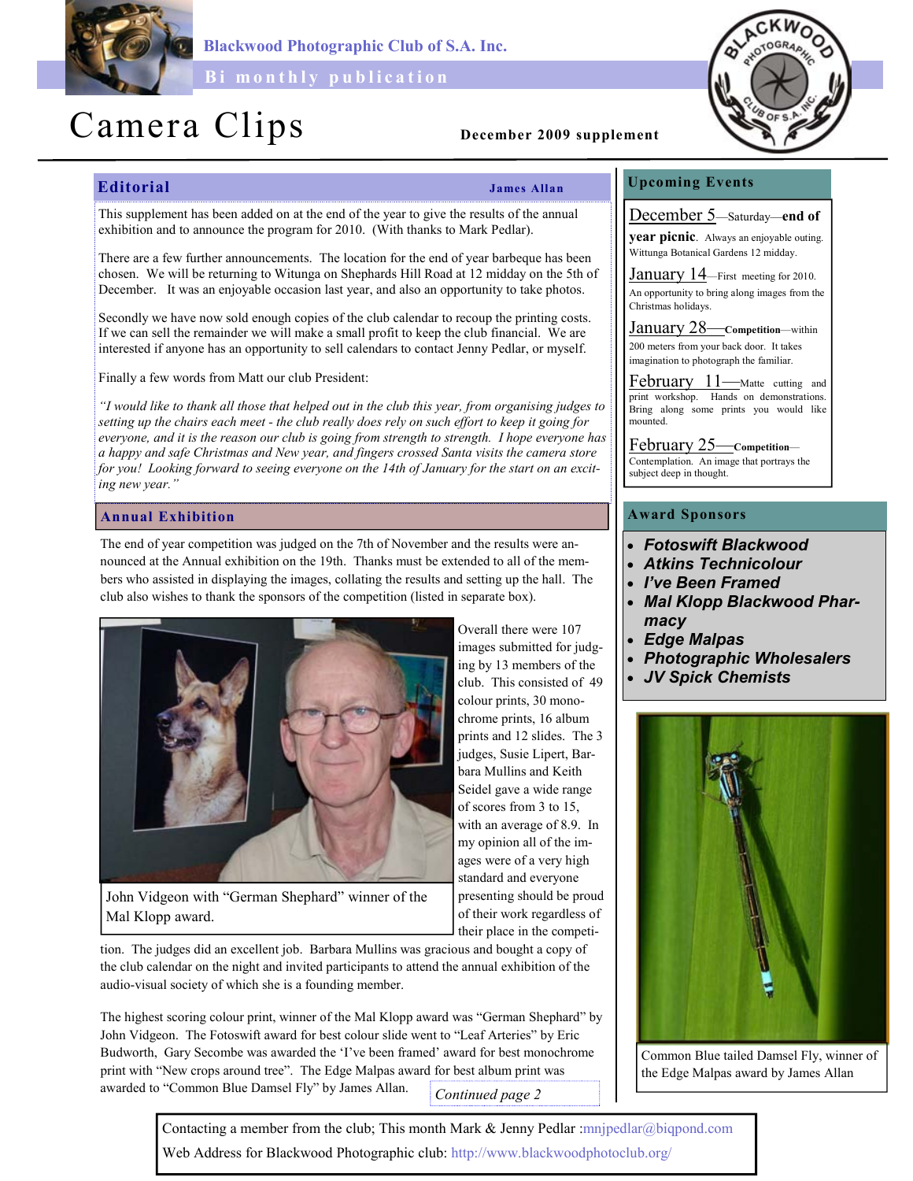Blackwood Photographic Club of S.A. Inc.

Bi monthly publication

# Camera Clips

**December 2009 supplement**

## Editorial

**James Allan**

This supplement has been added on at the end of the year to give the results of the annual exhibition and to announce the program for 2010. (With thanks to Mark Pedlar).

There are a few further announcements. The location for the end of year barbeque has been chosen. We will be returning to Witunga on Shephards Hill Road at 12 midday on the 5th of December. It was an enjoyable occasion last year, and also an opportunity to take photos.

Secondly we have now sold enough copies of the club calendar to recoup the printing costs. If we can sell the remainder we will make a small profit to keep the club financial. We are interested if anyone has an opportunity to sell calendars to contact Jenny Pedlar, or myself.

Finally a few words from Matt our club President:

*"I would like to thank all those that helped out in the club this year, from organising judges to setting up the chairs each meet - the club really does rely on such effort to keep it going for everyone, and it is the reason our club is going from strength to strength. I hope everyone has a happy and safe Christmas and New year, and fingers crossed Santa visits the camera store for you! Looking forward to seeing everyone on the 14th of January for the start on an exciting new year."*

## Annual Exhibition

The end of year competition was judged on the 7th of November and the results were announced at the Annual exhibition on the 19th. Thanks must be extended to all of the members who assisted in displaying the images, collating the results and setting up the hall. The club also wishes to thank the sponsors of the competition (listed in separate box).

John Vidgeon with "German Shephard" winner of the Mal Klopp award.

Overall there were 107 images submitted for judging by 13 members of the club. This consisted of 49 colour prints, 30 monochrome prints, 16 album prints and 12 slides. The 3 judges, Susie Lipert, Barbara Mullins and Keith Seidel gave a wide range of scores from 3 to 15, with an average of 8.9. In my opinion all of the images were of a very high standard and everyone presenting should be proud of their work regardless of their place in the competition. The judges did an excellent job. Barbara Mullins was gracious and bought a copy of the club calendar on the night and invited participants to attend the annual exhibition of the audio-visual society of which she is a founding member.

The highest scoring colour print, winner of the Mal Klopp award was "German Shephard" by John Vidgeon. The Fotoswift award for best colour slide went to "Leaf Arteries" by Eric Budworth, Gary Secombe was awarded the 'I've been framed' award for best monochrome print with "New crops around tree". The Edge Malpas award for best album print was awarded to "Common Blue Damsel Fly" by James Allan.

*Continued page 2*

## Upcoming Events

**December 5**—Saturday—**end of year picnic**. Always an enjoyable outing. Wittunga Botanical Gardens 12 midday.

**January 14**—First meeting for 2010. An opportunity to bring along images from the Christmas holidays.

**January 28**—**Competition**—within 200 meters from your back door. It takes imagination to photograph the familiar.

**February 11**—Matte cutting and print workshop. Hands on demonstrations. Bring along some prints you would like mounted.

**February 25**—**Competition**—Contemplation. An image that portrays the subject deep in thought.

## Award Sponsors

- ***Fotoswift Blackwood***
- ***Atkins Technicolour***
- ***I've Been Framed***
- ***Mal Klopp Blackwood Pharmacy***
- ***Edge Malpas***
- ***Photographic Wholesalers***
- ***JV Spick Chemists***

Common Blue tailed Damsel Fly, winner of the Edge Malpas award by James Allan

Contacting a member from the club; This month Mark & Jenny Pedlar :mnjpedlar@biqpond.com

Web Address for Blackwood Photographic club: http://www.blackwoodphotoclub.org/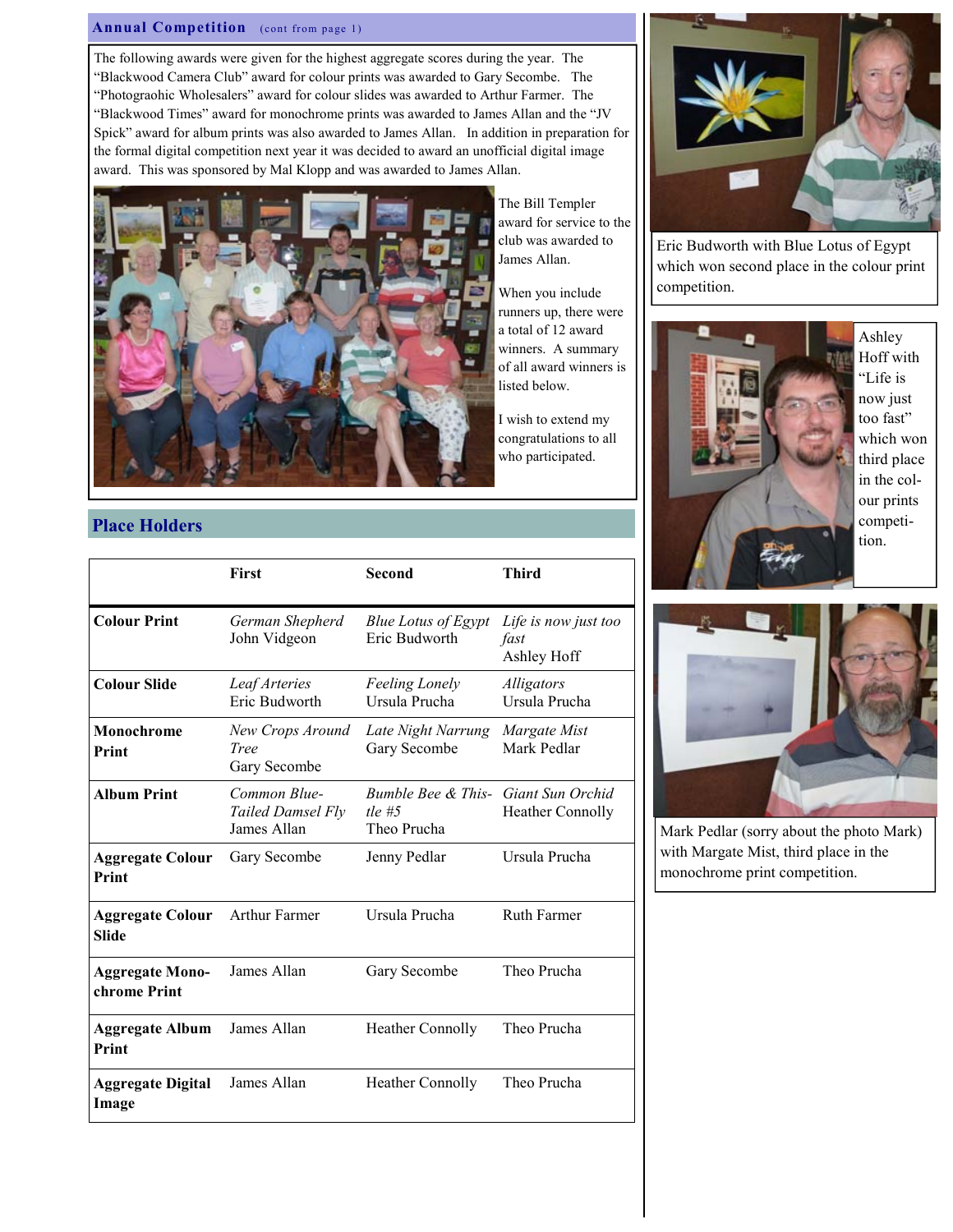## Annual Competition (cont from page 1)

The following awards were given for the highest aggregate scores during the year. The "Blackwood Camera Club" award for colour prints was awarded to Gary Secombe. The "Photograohic Wholesalers" award for colour slides was awarded to Arthur Farmer. The "Blackwood Times" award for monochrome prints was awarded to James Allan and the "JV Spick" award for album prints was also awarded to James Allan. In addition in preparation for the formal digital competition next year it was decided to award an unofficial digital image award. This was sponsored by Mal Klopp and was awarded to James Allan.

The Bill Templer award for service to the club was awarded to James Allan.

When you include runners up, there were a total of 12 award winners. A summary of all award winners is listed below.

I wish to extend my congratulations to all who participated.

## Place Holders

| | First | Second | Third |
|---|---|---|---|
| **Colour Print** | *German Shepherd* John Vidgeon | *Blue Lotus of Egypt* Eric Budworth | *Life is now just too fast* Ashley Hoff |
| **Colour Slide** | *Leaf Arteries* Eric Budworth | *Feeling Lonely* Ursula Prucha | *Alligators* Ursula Prucha |
| **Monochrome Print** | *New Crops Around Tree* Gary Secombe | *Late Night Narrung* Gary Secombe | *Margate Mist* Mark Pedlar |
| **Album Print** | *Common Blue-Tailed Damsel Fly* James Allan | *Bumble Bee & Thistle #5* Theo Prucha | *Giant Sun Orchid* Heather Connolly |
| **Aggregate Colour Print** | Gary Secombe | Jenny Pedlar | Ursula Prucha |
| **Aggregate Colour Slide** | Arthur Farmer | Ursula Prucha | Ruth Farmer |
| **Aggregate Monochrome Print** | James Allan | Gary Secombe | Theo Prucha |
| **Aggregate Album Print** | James Allan | Heather Connolly | Theo Prucha |
| **Aggregate Digital Image** | James Allan | Heather Connolly | Theo Prucha |

Eric Budworth with Blue Lotus of Egypt which won second place in the colour print competition.

Ashley Hoff with "Life is now just too fast" which won third place in the colour prints competition.

Mark Pedlar (sorry about the photo Mark) with Margate Mist, third place in the monochrome print competition.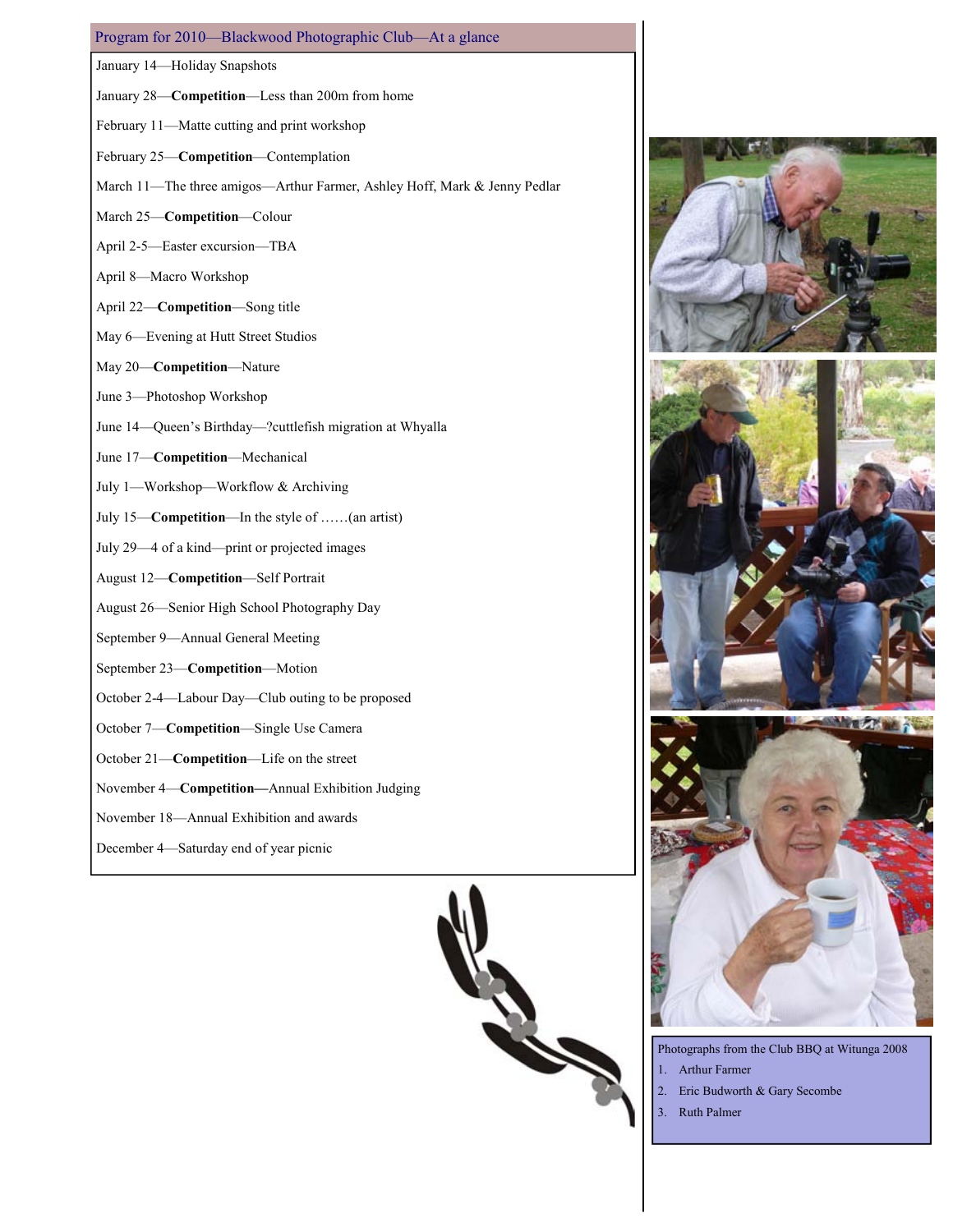## Program for 2010—Blackwood Photographic Club—At a glance

January 14—Holiday Snapshots

January 28—**Competition**—Less than 200m from home

February 11—Matte cutting and print workshop

February 25—**Competition**—Contemplation

March 11—The three amigos—Arthur Farmer, Ashley Hoff, Mark & Jenny Pedlar

March 25—**Competition**—Colour

April 2-5—Easter excursion—TBA

April 8—Macro Workshop

April 22—**Competition**—Song title

May 6—Evening at Hutt Street Studios

May 20—**Competition**—Nature

June 3—Photoshop Workshop

June 14—Queen's Birthday—?cuttlefish migration at Whyalla

June 17—**Competition**—Mechanical

July 1—Workshop—Workflow & Archiving

July 15—**Competition**—In the style of ……(an artist)

July 29—4 of a kind—print or projected images

August 12—**Competition**—Self Portrait

August 26—Senior High School Photography Day

September 9—Annual General Meeting

September 23—**Competition**—Motion

October 2-4—Labour Day—Club outing to be proposed

October 7—**Competition**—Single Use Camera

October 21—**Competition**—Life on the street

November 4—**Competition—**Annual Exhibition Judging

November 18—Annual Exhibition and awards

December 4—Saturday end of year picnic

Photographs from the Club BBQ at Witunga 2008

1. Arthur Farmer
2. Eric Budworth & Gary Secombe
3. Ruth Palmer